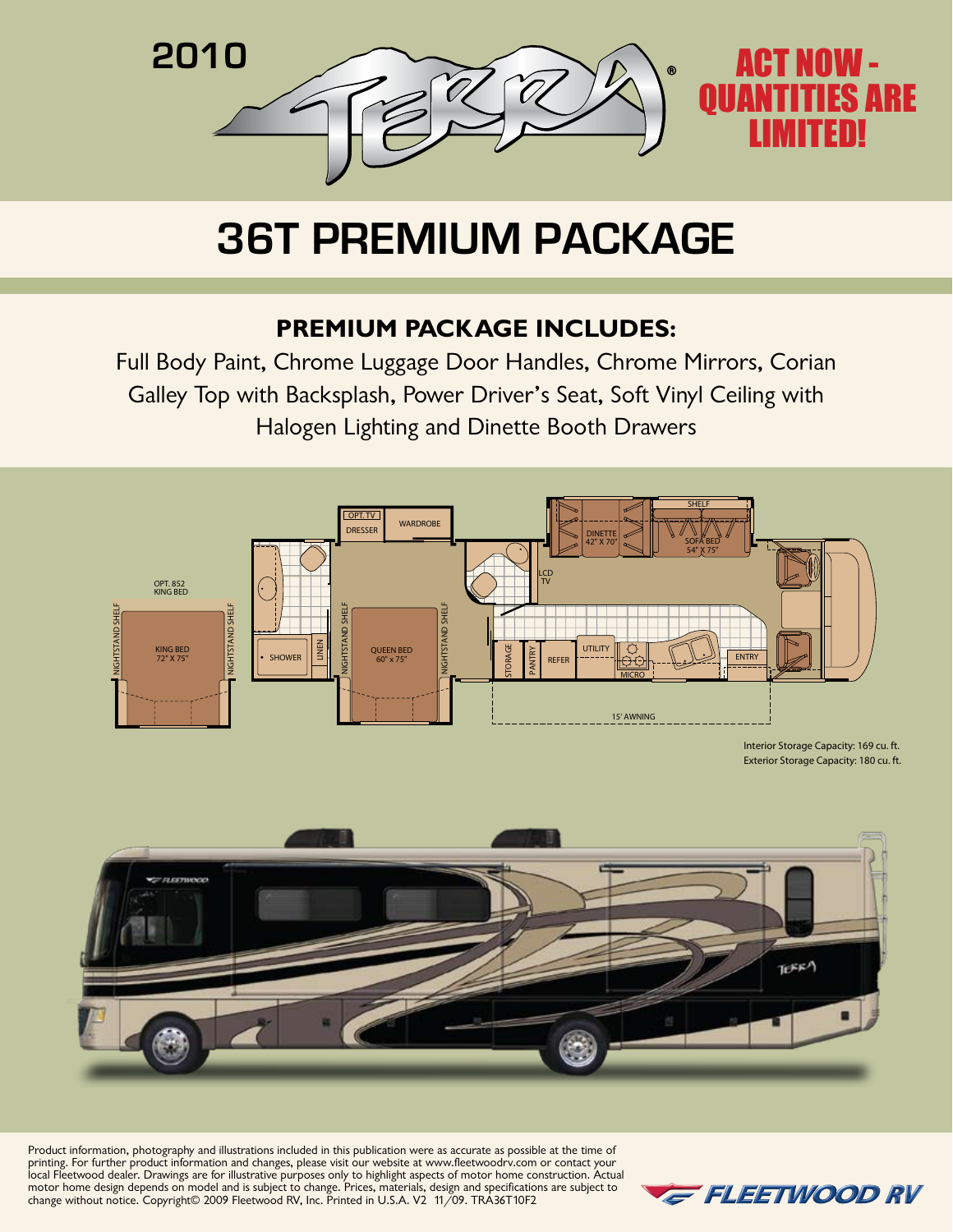# 2010 TERRA®

**ACT NOW - QUANTITIES ARE LIMITED!**

# 36T PREMIUM PACKAGE

## PREMIUM PACKAGE INCLUDES:

Full Body Paint, Chrome Luggage Door Handles, Chrome Mirrors, Corian Galley Top with Backsplash, Power Driver's Seat, Soft Vinyl Ceiling with Halogen Lighting and Dinette Booth Drawers

OPT. 852 KING BED

NIGHTSTAND SHELF KING BED 72" X 75" NIGHTSTAND SHELF

SHOWER LINEN

OPT. TV DRESSER WARDROBE

NIGHTSTAND SHELF QUEEN BED 60" x 75" NIGHTSTAND SHELF

SHELF DINETTE 42" X 70" SOFA BED 54" X 75"

LCD TV

STORAGE PANTRY REFER UTILITY MICRO ENTRY

15' AWNING

Interior Storage Capacity: 169 cu. ft.
Exterior Storage Capacity: 180 cu. ft.

Product information, photography and illustrations included in this publication were as accurate as possible at the time of printing. For further product information and changes, please visit our website at www.fleetwoodrv.com or contact your local Fleetwood dealer. Drawings are for illustrative purposes only to highlight aspects of motor home construction. Actual motor home design depends on model and is subject to change. Prices, materials, design and specifications are subject to change without notice. Copyright© 2009 Fleetwood RV, Inc. Printed in U.S.A. V2 11/09. TRA36T10F2

FLEETWOOD RV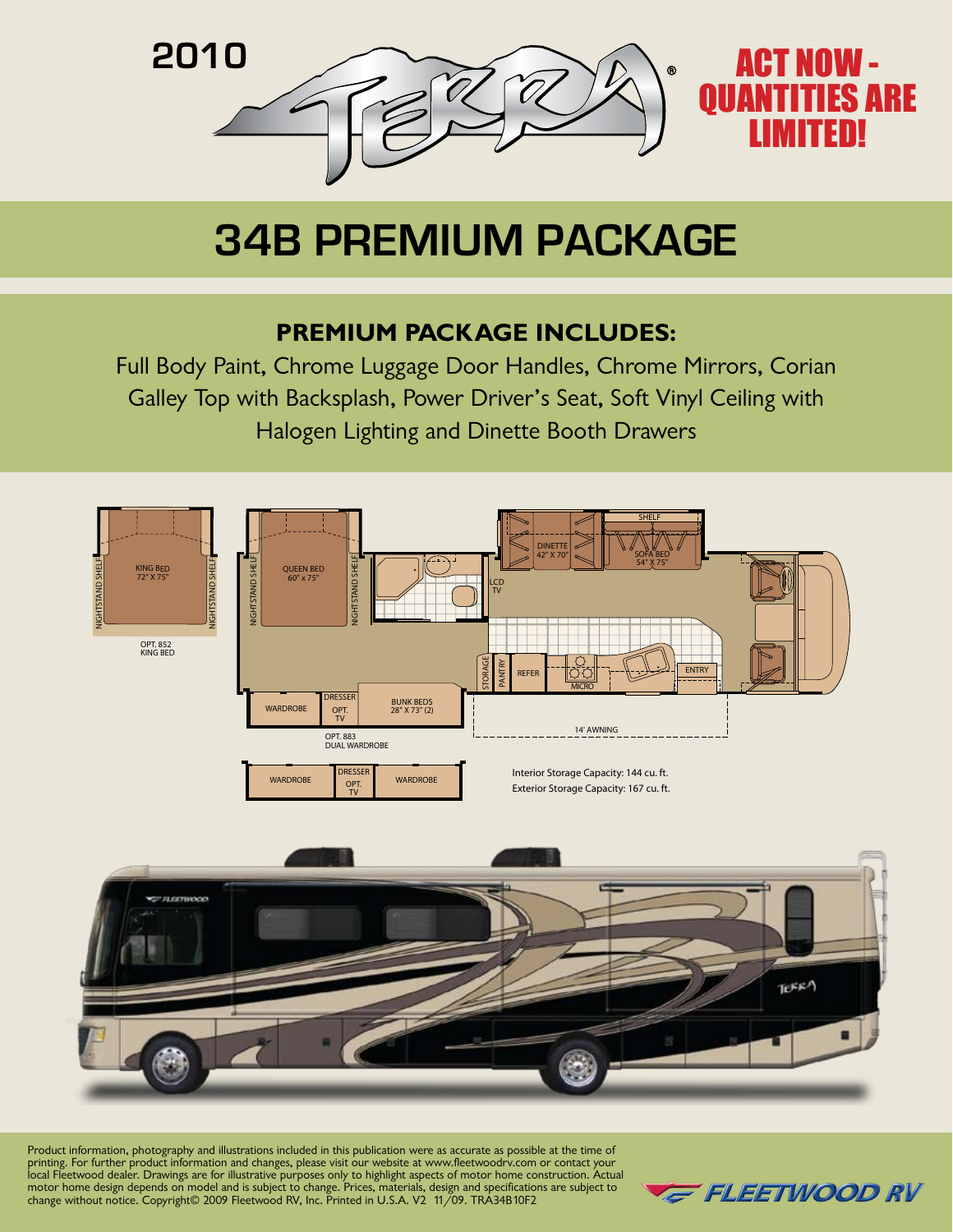2010 TERRA®

**ACT NOW - QUANTITIES ARE LIMITED!**

# 34B PREMIUM PACKAGE

## PREMIUM PACKAGE INCLUDES:

Full Body Paint, Chrome Luggage Door Handles, Chrome Mirrors, Corian Galley Top with Backsplash, Power Driver's Seat, Soft Vinyl Ceiling with Halogen Lighting and Dinette Booth Drawers

NIGHTSTAND SHELF
KING BED 72" X 75"
NIGHTSTAND SHELF
OPT. 852 KING BED

NIGHTSTAND SHELF
QUEEN BED 60" x 75"
NIGHTSTAND SHELF
WARDROBE
DRESSER
OPT. TV
BUNK BEDS 28" X 73" (2)
OPT. 883 DUAL WARDROBE
WARDROBE
DRESSER
OPT. TV
WARDROBE
LCD TV
DINETTE 42" X 70"
SHELF
SOFA BED 54" X 75"
STORAGE
PANTRY
REFER
MICRO
ENTRY
14' AWNING

Interior Storage Capacity: 144 cu. ft.
Exterior Storage Capacity: 167 cu. ft.

Product information, photography and illustrations included in this publication were as accurate as possible at the time of printing. For further product information and changes, please visit our website at www.fleetwoodrv.com or contact your local Fleetwood dealer. Drawings are for illustrative purposes only to highlight aspects of motor home construction. Actual motor home design depends on model and is subject to change. Prices, materials, design and specifications are subject to change without notice. Copyright© 2009 Fleetwood RV, Inc. Printed in U.S.A. V2 11/09. TRA34B10F2

FLEETWOOD RV